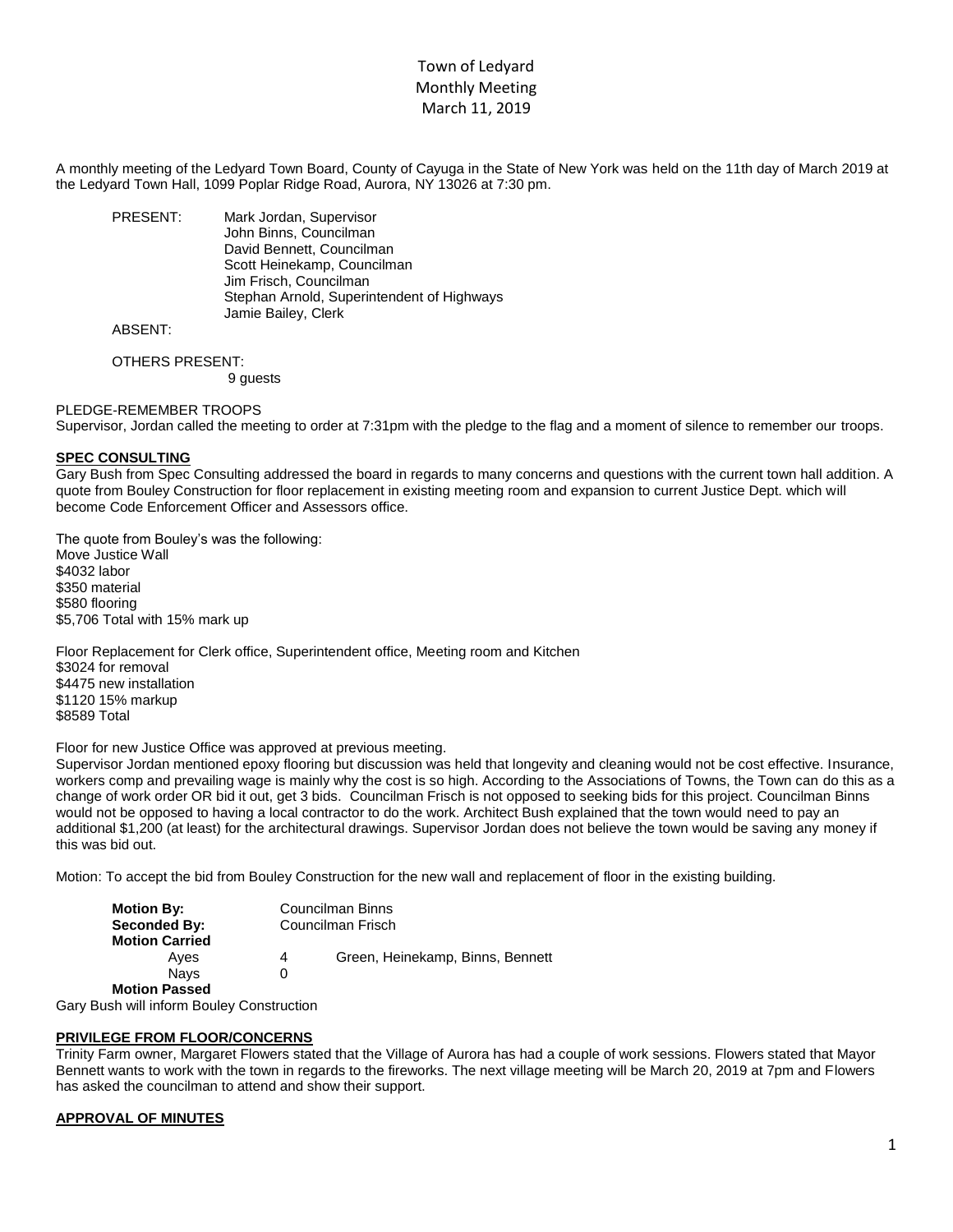# Town of Ledyard
## Monthly Meeting
## March 11, 2019

A monthly meeting of the Ledyard Town Board, County of Cayuga in the State of New York was held on the 11th day of March 2019 at the Ledyard Town Hall, 1099 Poplar Ridge Road, Aurora, NY 13026 at 7:30 pm.

PRESENT: Mark Jordan, Supervisor
John Binns, Councilman
David Bennett, Councilman
Scott Heinekamp, Councilman
Jim Frisch, Councilman
Stephan Arnold, Superintendent of Highways
Jamie Bailey, Clerk

ABSENT:

OTHERS PRESENT:
9 guests

PLEDGE-REMEMBER TROOPS
Supervisor, Jordan called the meeting to order at 7:31pm with the pledge to the flag and a moment of silence to remember our troops.

**SPEC CONSULTING**
Gary Bush from Spec Consulting addressed the board in regards to many concerns and questions with the current town hall addition. A quote from Bouley Construction for floor replacement in existing meeting room and expansion to current Justice Dept. which will become Code Enforcement Officer and Assessors office.

The quote from Bouley's was the following:
Move Justice Wall
$4032 labor
$350 material
$580 flooring
$5,706 Total with 15% mark up

Floor Replacement for Clerk office, Superintendent office, Meeting room and Kitchen
$3024 for removal
$4475 new installation
$1120 15% markup
$8589 Total

Floor for new Justice Office was approved at previous meeting.
Supervisor Jordan mentioned epoxy flooring but discussion was held that longevity and cleaning would not be cost effective. Insurance, workers comp and prevailing wage is mainly why the cost is so high. According to the Associations of Towns, the Town can do this as a change of work order OR bid it out, get 3 bids. Councilman Frisch is not opposed to seeking bids for this project. Councilman Binns would not be opposed to having a local contractor to do the work. Architect Bush explained that the town would need to pay an additional $1,200 (at least) for the architectural drawings. Supervisor Jordan does not believe the town would be saving any money if this was bid out.

Motion: To accept the bid from Bouley Construction for the new wall and replacement of floor in the existing building.

**Motion By:** Councilman Binns
**Seconded By:** Councilman Frisch
**Motion Carried**
Ayes 4 Green, Heinekamp, Binns, Bennett
Nays 0
**Motion Passed**

Gary Bush will inform Bouley Construction

**PRIVILEGE FROM FLOOR/CONCERNS**
Trinity Farm owner, Margaret Flowers stated that the Village of Aurora has had a couple of work sessions. Flowers stated that Mayor Bennett wants to work with the town in regards to the fireworks. The next village meeting will be March 20, 2019 at 7pm and Flowers has asked the councilman to attend and show their support.

**APPROVAL OF MINUTES**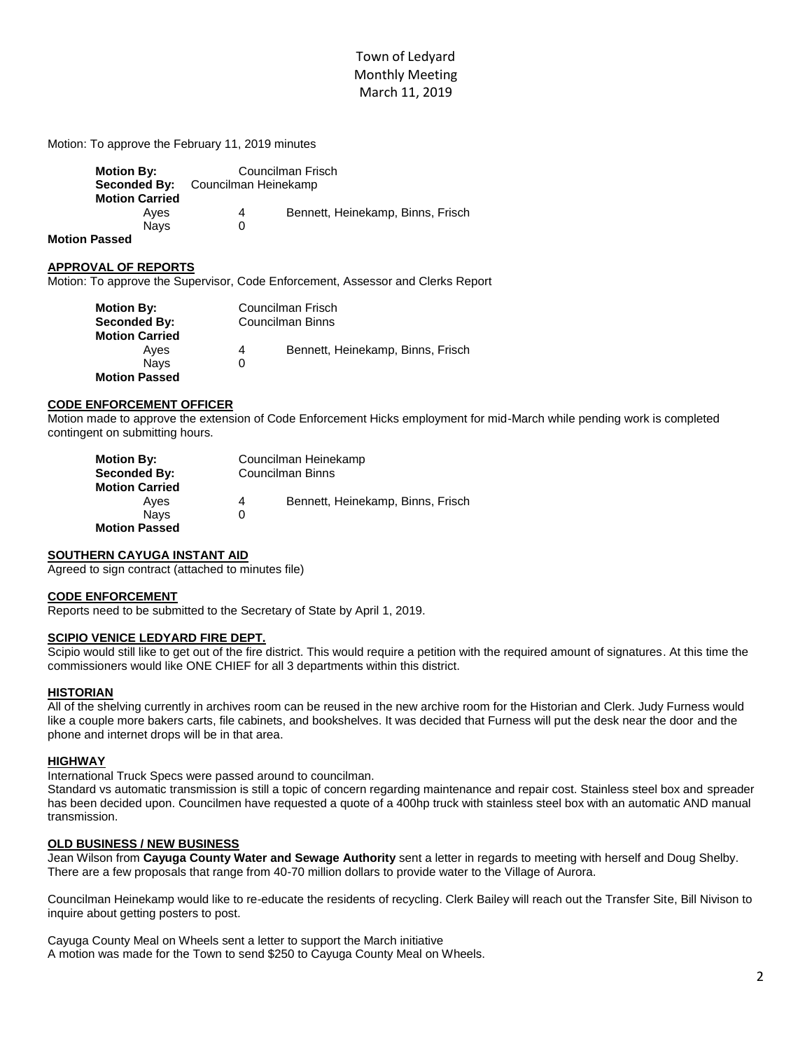# Town of Ledyard
## Monthly Meeting
## March 11, 2019

Motion: To approve the February 11, 2019 minutes

**Motion By:** Councilman Frisch
**Seconded By:** Councilman Heinekamp
**Motion Carried**
Ayes 4 Bennett, Heinekamp, Binns, Frisch
Nays 0
**Motion Passed**

### APPROVAL OF REPORTS

Motion: To approve the Supervisor, Code Enforcement, Assessor and Clerks Report

**Motion By:** Councilman Frisch
**Seconded By:** Councilman Binns
**Motion Carried**
Ayes 4 Bennett, Heinekamp, Binns, Frisch
Nays 0
**Motion Passed**

### CODE ENFORCEMENT OFFICER

Motion made to approve the extension of Code Enforcement Hicks employment for mid-March while pending work is completed contingent on submitting hours.

**Motion By:** Councilman Heinekamp
**Seconded By:** Councilman Binns
**Motion Carried**
Ayes 4 Bennett, Heinekamp, Binns, Frisch
Nays 0
**Motion Passed**

### SOUTHERN CAYUGA INSTANT AID

Agreed to sign contract (attached to minutes file)

### CODE ENFORCEMENT

Reports need to be submitted to the Secretary of State by April 1, 2019.

### SCIPIO VENICE LEDYARD FIRE DEPT.

Scipio would still like to get out of the fire district. This would require a petition with the required amount of signatures. At this time the commissioners would like ONE CHIEF for all 3 departments within this district.

### HISTORIAN

All of the shelving currently in archives room can be reused in the new archive room for the Historian and Clerk. Judy Furness would like a couple more bakers carts, file cabinets, and bookshelves. It was decided that Furness will put the desk near the door and the phone and internet drops will be in that area.

### HIGHWAY

International Truck Specs were passed around to councilman.

Standard vs automatic transmission is still a topic of concern regarding maintenance and repair cost. Stainless steel box and spreader has been decided upon. Councilmen have requested a quote of a 400hp truck with stainless steel box with an automatic AND manual transmission.

### OLD BUSINESS / NEW BUSINESS

Jean Wilson from **Cayuga County Water and Sewage Authority** sent a letter in regards to meeting with herself and Doug Shelby. There are a few proposals that range from 40-70 million dollars to provide water to the Village of Aurora.

Councilman Heinekamp would like to re-educate the residents of recycling. Clerk Bailey will reach out the Transfer Site, Bill Nivison to inquire about getting posters to post.

Cayuga County Meal on Wheels sent a letter to support the March initiative
A motion was made for the Town to send $250 to Cayuga County Meal on Wheels.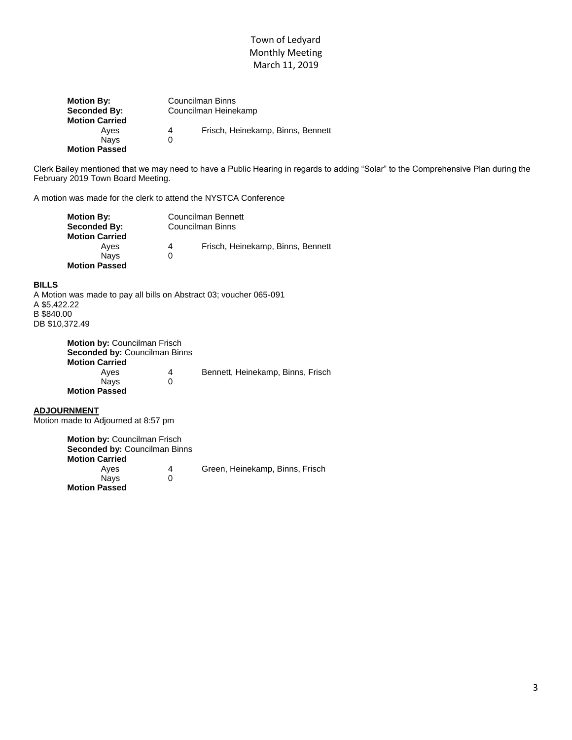Town of Ledyard
Monthly Meeting
March 11, 2019

**Motion By:** Councilman Binns
**Seconded By:** Councilman Heinekamp
**Motion Carried**
Ayes 4 Frisch, Heinekamp, Binns, Bennett
Nays 0
**Motion Passed**

Clerk Bailey mentioned that we may need to have a Public Hearing in regards to adding "Solar" to the Comprehensive Plan during the February 2019 Town Board Meeting.

A motion was made for the clerk to attend the NYSTCA Conference

**Motion By:** Councilman Bennett
**Seconded By:** Councilman Binns
**Motion Carried**
Ayes 4 Frisch, Heinekamp, Binns, Bennett
Nays 0
**Motion Passed**

**BILLS**

A Motion was made to pay all bills on Abstract 03; voucher 065-091
A $5,422.22
B $840.00
DB $10,372.49

**Motion by:** Councilman Frisch
**Seconded by:** Councilman Binns
**Motion Carried**
Ayes 4 Bennett, Heinekamp, Binns, Frisch
Nays 0
**Motion Passed**

**ADJOURNMENT**

Motion made to Adjourned at 8:57 pm

**Motion by:** Councilman Frisch
**Seconded by:** Councilman Binns
**Motion Carried**
Ayes 4 Green, Heinekamp, Binns, Frisch
Nays 0
**Motion Passed**